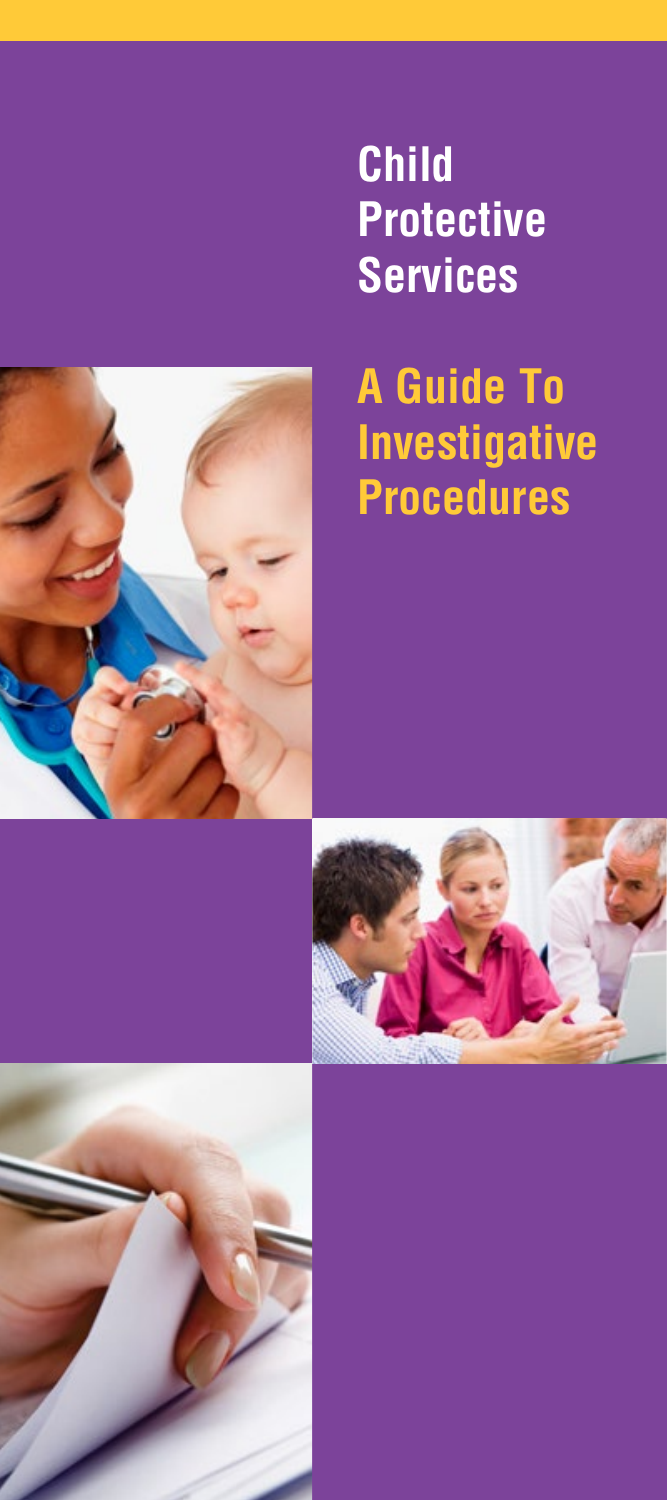# Child Protective Services

## A Guide To Investigative Procedures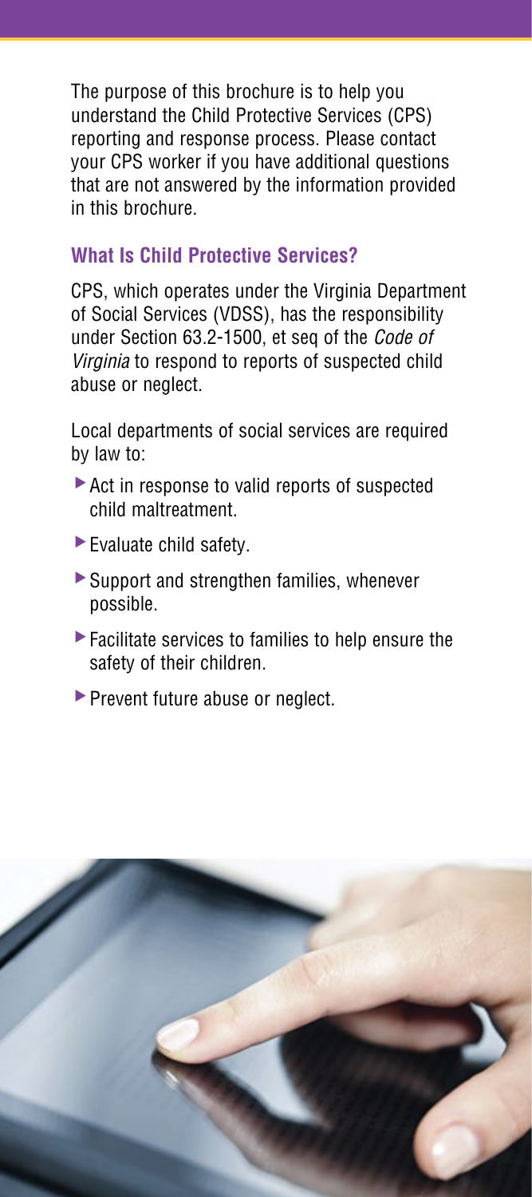The purpose of this brochure is to help you understand the Child Protective Services (CPS) reporting and response process. Please contact your CPS worker if you have additional questions that are not answered by the information provided in this brochure.

## What Is Child Protective Services?

CPS, which operates under the Virginia Department of Social Services (VDSS), has the responsibility under Section 63.2-1500, et seq of the *Code of Virginia* to respond to reports of suspected child abuse or neglect.

Local departments of social services are required by law to:

- Act in response to valid reports of suspected child maltreatment.
- Evaluate child safety.
- Support and strengthen families, whenever possible.
- Facilitate services to families to help ensure the safety of their children.
- Prevent future abuse or neglect.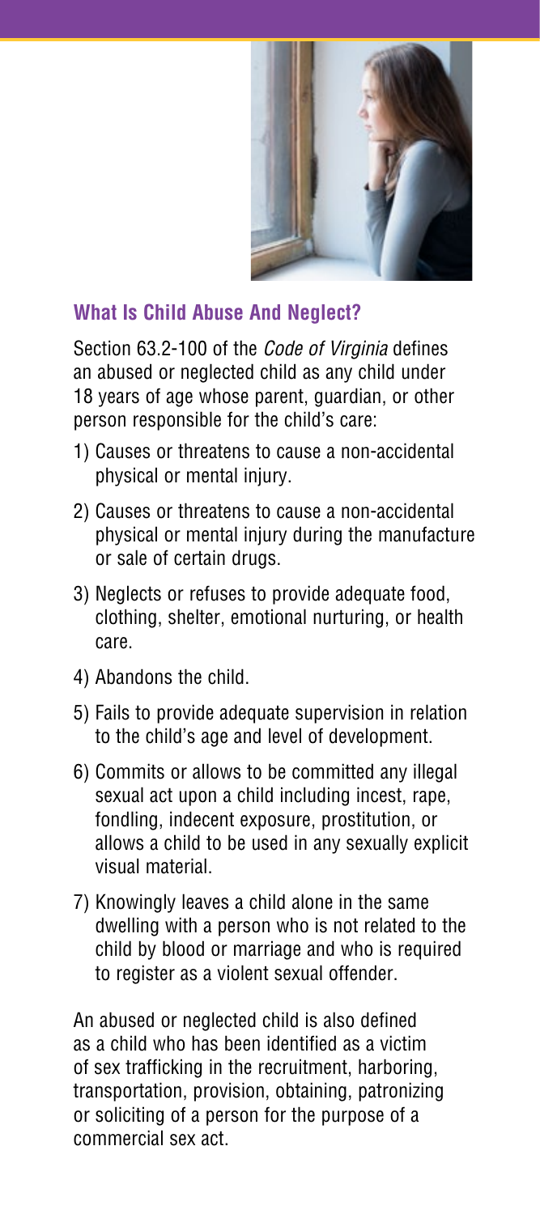## What Is Child Abuse And Neglect?

Section 63.2-100 of the *Code of Virginia* defines an abused or neglected child as any child under 18 years of age whose parent, guardian, or other person responsible for the child's care:

1) Causes or threatens to cause a non-accidental physical or mental injury.
2) Causes or threatens to cause a non-accidental physical or mental injury during the manufacture or sale of certain drugs.
3) Neglects or refuses to provide adequate food, clothing, shelter, emotional nurturing, or health care.
4) Abandons the child.
5) Fails to provide adequate supervision in relation to the child's age and level of development.
6) Commits or allows to be committed any illegal sexual act upon a child including incest, rape, fondling, indecent exposure, prostitution, or allows a child to be used in any sexually explicit visual material.
7) Knowingly leaves a child alone in the same dwelling with a person who is not related to the child by blood or marriage and who is required to register as a violent sexual offender.

An abused or neglected child is also defined as a child who has been identified as a victim of sex trafficking in the recruitment, harboring, transportation, provision, obtaining, patronizing or soliciting of a person for the purpose of a commercial sex act.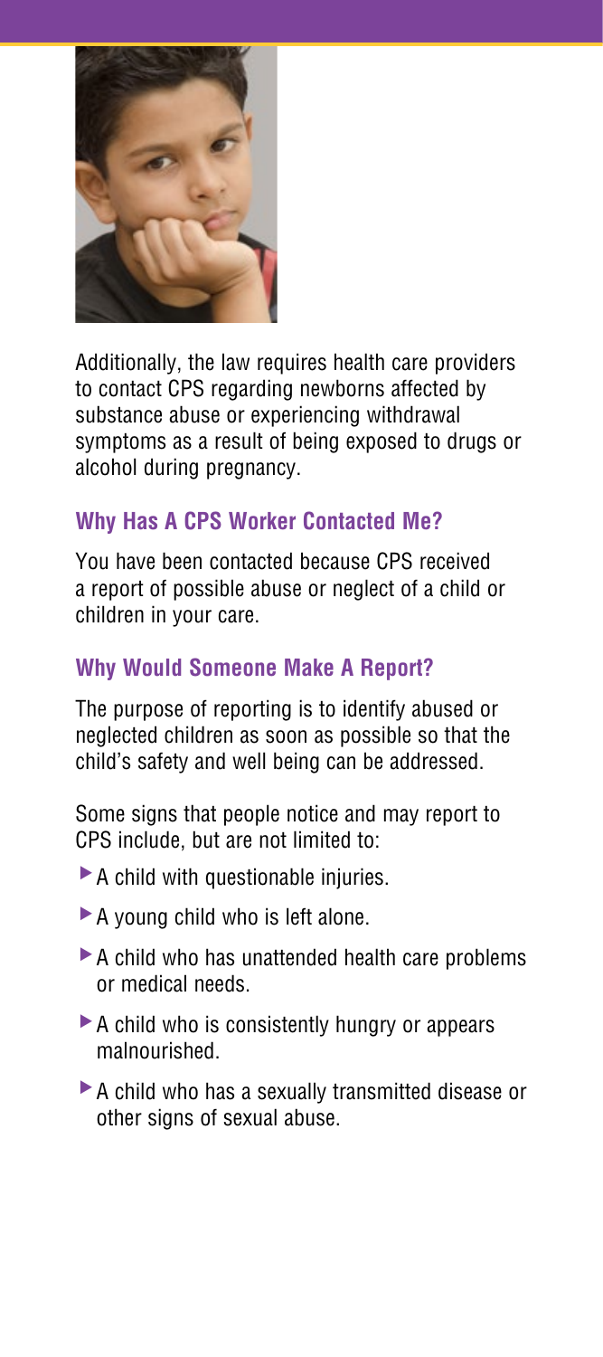Additionally, the law requires health care providers to contact CPS regarding newborns affected by substance abuse or experiencing withdrawal symptoms as a result of being exposed to drugs or alcohol during pregnancy.

### Why Has A CPS Worker Contacted Me?

You have been contacted because CPS received a report of possible abuse or neglect of a child or children in your care.

### Why Would Someone Make A Report?

The purpose of reporting is to identify abused or neglected children as soon as possible so that the child's safety and well being can be addressed.

Some signs that people notice and may report to CPS include, but are not limited to:

- A child with questionable injuries.
- A young child who is left alone.
- A child who has unattended health care problems or medical needs.
- A child who is consistently hungry or appears malnourished.
- A child who has a sexually transmitted disease or other signs of sexual abuse.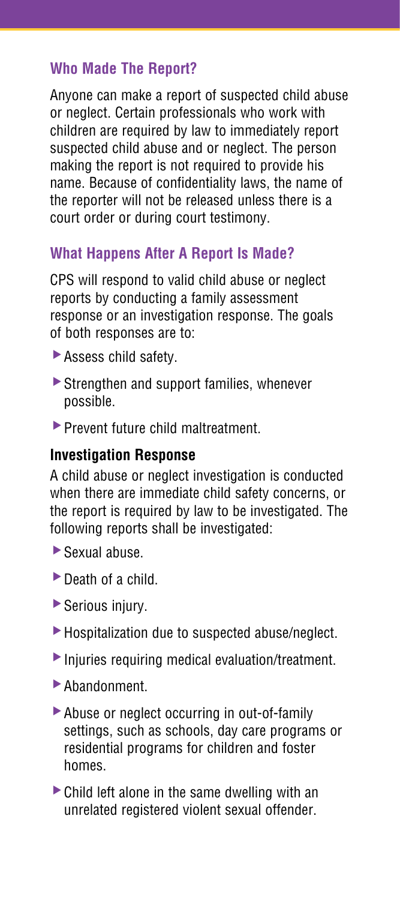## Who Made The Report?

Anyone can make a report of suspected child abuse or neglect. Certain professionals who work with children are required by law to immediately report suspected child abuse and or neglect. The person making the report is not required to provide his name. Because of confidentiality laws, the name of the reporter will not be released unless there is a court order or during court testimony.

## What Happens After A Report Is Made?

CPS will respond to valid child abuse or neglect reports by conducting a family assessment response or an investigation response. The goals of both responses are to:

- Assess child safety.
- Strengthen and support families, whenever possible.
- Prevent future child maltreatment.

### Investigation Response

A child abuse or neglect investigation is conducted when there are immediate child safety concerns, or the report is required by law to be investigated. The following reports shall be investigated:

- Sexual abuse.
- Death of a child.
- Serious injury.
- Hospitalization due to suspected abuse/neglect.
- Injuries requiring medical evaluation/treatment.
- Abandonment.
- Abuse or neglect occurring in out-of-family settings, such as schools, day care programs or residential programs for children and foster homes.
- Child left alone in the same dwelling with an unrelated registered violent sexual offender.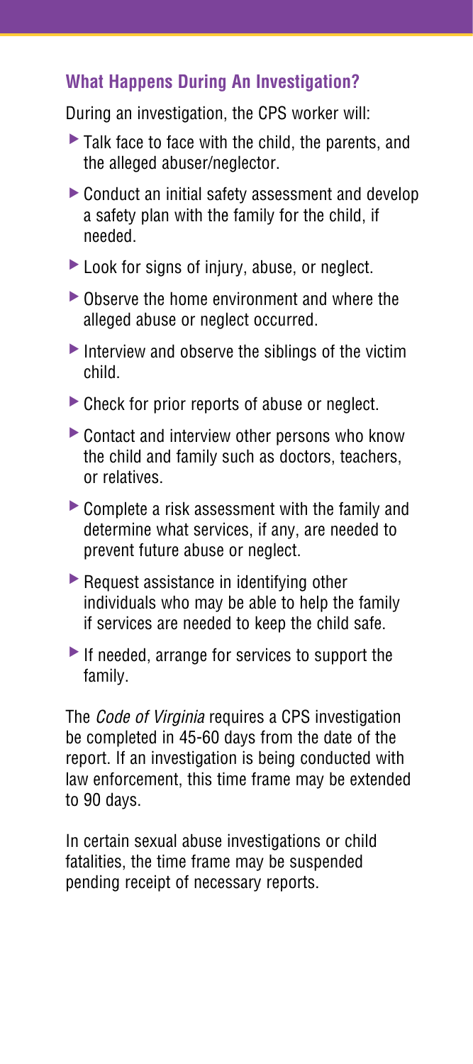## What Happens During An Investigation?

During an investigation, the CPS worker will:

- Talk face to face with the child, the parents, and the alleged abuser/neglector.
- Conduct an initial safety assessment and develop a safety plan with the family for the child, if needed.
- Look for signs of injury, abuse, or neglect.
- Observe the home environment and where the alleged abuse or neglect occurred.
- Interview and observe the siblings of the victim child.
- Check for prior reports of abuse or neglect.
- Contact and interview other persons who know the child and family such as doctors, teachers, or relatives.
- Complete a risk assessment with the family and determine what services, if any, are needed to prevent future abuse or neglect.
- Request assistance in identifying other individuals who may be able to help the family if services are needed to keep the child safe.
- If needed, arrange for services to support the family.

The *Code of Virginia* requires a CPS investigation be completed in 45-60 days from the date of the report. If an investigation is being conducted with law enforcement, this time frame may be extended to 90 days.

In certain sexual abuse investigations or child fatalities, the time frame may be suspended pending receipt of necessary reports.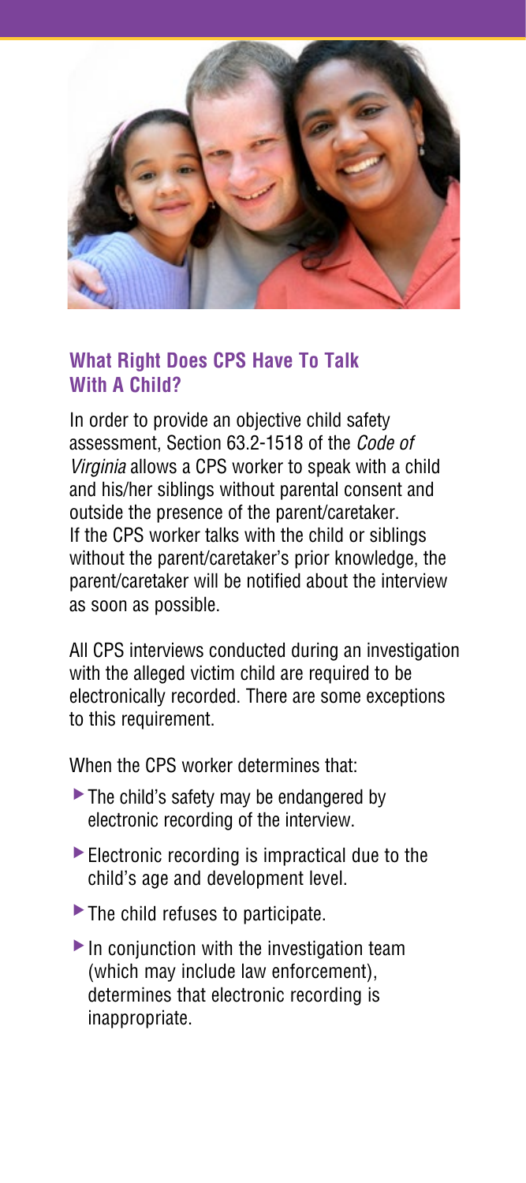## What Right Does CPS Have To Talk With A Child?

In order to provide an objective child safety assessment, Section 63.2-1518 of the *Code of Virginia* allows a CPS worker to speak with a child and his/her siblings without parental consent and outside the presence of the parent/caretaker. If the CPS worker talks with the child or siblings without the parent/caretaker's prior knowledge, the parent/caretaker will be notified about the interview as soon as possible.

All CPS interviews conducted during an investigation with the alleged victim child are required to be electronically recorded. There are some exceptions to this requirement.

When the CPS worker determines that:

- The child's safety may be endangered by electronic recording of the interview.
- Electronic recording is impractical due to the child's age and development level.
- The child refuses to participate.
- In conjunction with the investigation team (which may include law enforcement), determines that electronic recording is inappropriate.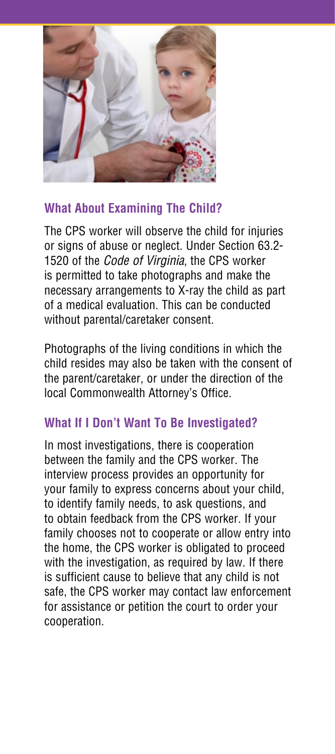## What About Examining The Child?

The CPS worker will observe the child for injuries or signs of abuse or neglect. Under Section 63.2-1520 of the *Code of Virginia*, the CPS worker is permitted to take photographs and make the necessary arrangements to X-ray the child as part of a medical evaluation. This can be conducted without parental/caretaker consent.

Photographs of the living conditions in which the child resides may also be taken with the consent of the parent/caretaker, or under the direction of the local Commonwealth Attorney's Office.

## What If I Don't Want To Be Investigated?

In most investigations, there is cooperation between the family and the CPS worker. The interview process provides an opportunity for your family to express concerns about your child, to identify family needs, to ask questions, and to obtain feedback from the CPS worker. If your family chooses not to cooperate or allow entry into the home, the CPS worker is obligated to proceed with the investigation, as required by law. If there is sufficient cause to believe that any child is not safe, the CPS worker may contact law enforcement for assistance or petition the court to order your cooperation.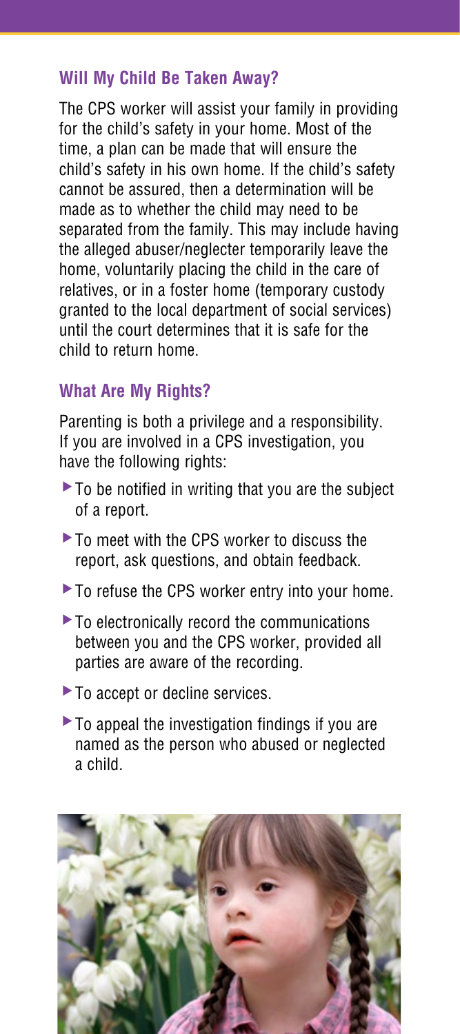## Will My Child Be Taken Away?

The CPS worker will assist your family in providing for the child's safety in your home. Most of the time, a plan can be made that will ensure the child's safety in his own home. If the child's safety cannot be assured, then a determination will be made as to whether the child may need to be separated from the family. This may include having the alleged abuser/neglecter temporarily leave the home, voluntarily placing the child in the care of relatives, or in a foster home (temporary custody granted to the local department of social services) until the court determines that it is safe for the child to return home.

## What Are My Rights?

Parenting is both a privilege and a responsibility. If you are involved in a CPS investigation, you have the following rights:

- To be notified in writing that you are the subject of a report.
- To meet with the CPS worker to discuss the report, ask questions, and obtain feedback.
- To refuse the CPS worker entry into your home.
- To electronically record the communications between you and the CPS worker, provided all parties are aware of the recording.
- To accept or decline services.
- To appeal the investigation findings if you are named as the person who abused or neglected a child.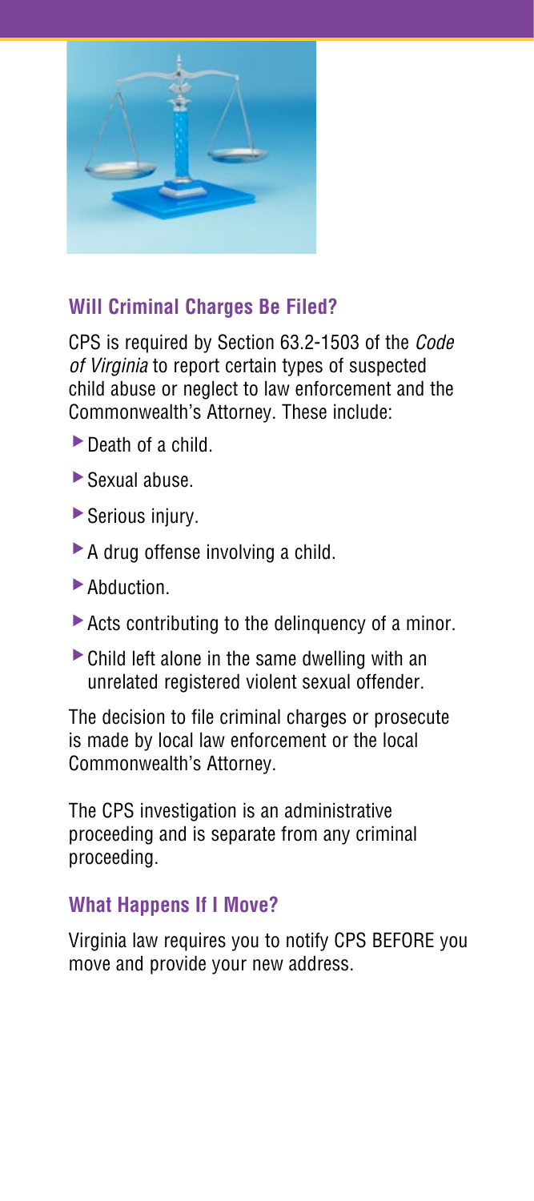## Will Criminal Charges Be Filed?

CPS is required by Section 63.2-1503 of the *Code of Virginia* to report certain types of suspected child abuse or neglect to law enforcement and the Commonwealth's Attorney. These include:

- Death of a child.
- Sexual abuse.
- Serious injury.
- A drug offense involving a child.
- Abduction.
- Acts contributing to the delinquency of a minor.
- Child left alone in the same dwelling with an unrelated registered violent sexual offender.

The decision to file criminal charges or prosecute is made by local law enforcement or the local Commonwealth's Attorney.

The CPS investigation is an administrative proceeding and is separate from any criminal proceeding.

## What Happens If I Move?

Virginia law requires you to notify CPS BEFORE you move and provide your new address.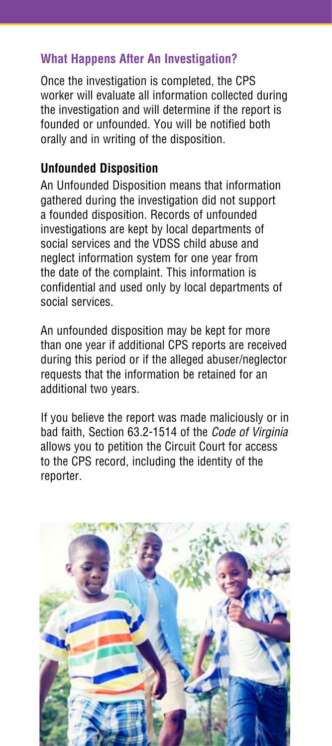## What Happens After An Investigation?

Once the investigation is completed, the CPS worker will evaluate all information collected during the investigation and will determine if the report is founded or unfounded. You will be notified both orally and in writing of the disposition.

### Unfounded Disposition

An Unfounded Disposition means that information gathered during the investigation did not support a founded disposition. Records of unfounded investigations are kept by local departments of social services and the VDSS child abuse and neglect information system for one year from the date of the complaint. This information is confidential and used only by local departments of social services.

An unfounded disposition may be kept for more than one year if additional CPS reports are received during this period or if the alleged abuser/neglector requests that the information be retained for an additional two years.

If you believe the report was made maliciously or in bad faith, Section 63.2-1514 of the *Code of Virginia* allows you to petition the Circuit Court for access to the CPS record, including the identity of the reporter.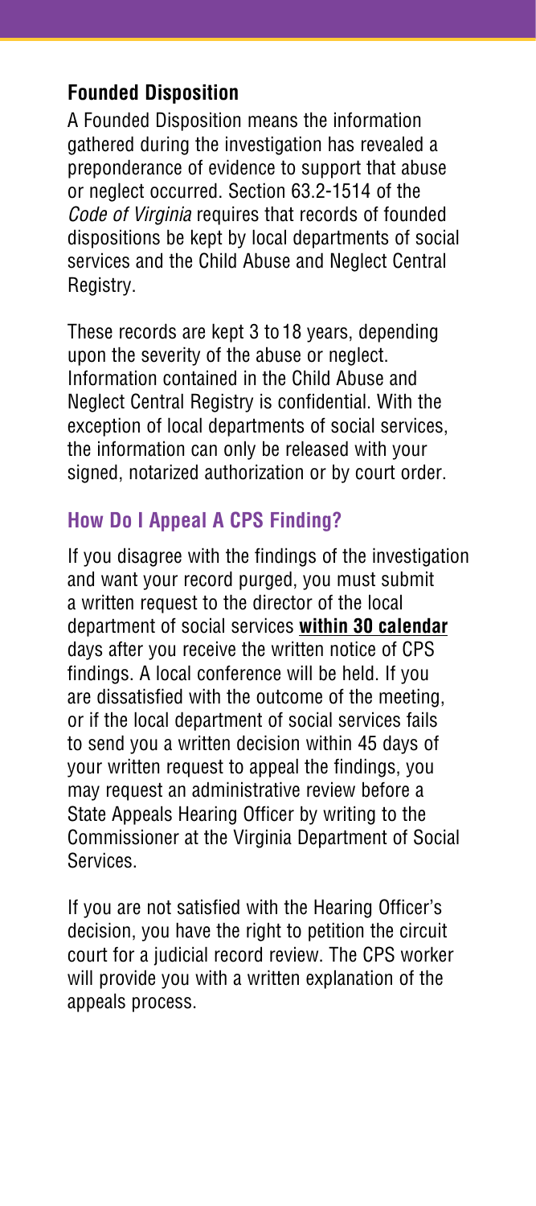## Founded Disposition

A Founded Disposition means the information gathered during the investigation has revealed a preponderance of evidence to support that abuse or neglect occurred. Section 63.2-1514 of the *Code of Virginia* requires that records of founded dispositions be kept by local departments of social services and the Child Abuse and Neglect Central Registry.

These records are kept 3 to 18 years, depending upon the severity of the abuse or neglect. Information contained in the Child Abuse and Neglect Central Registry is confidential. With the exception of local departments of social services, the information can only be released with your signed, notarized authorization or by court order.

## How Do I Appeal A CPS Finding?

If you disagree with the findings of the investigation and want your record purged, you must submit a written request to the director of the local department of social services **within 30 calendar** days after you receive the written notice of CPS findings. A local conference will be held. If you are dissatisfied with the outcome of the meeting, or if the local department of social services fails to send you a written decision within 45 days of your written request to appeal the findings, you may request an administrative review before a State Appeals Hearing Officer by writing to the Commissioner at the Virginia Department of Social Services.

If you are not satisfied with the Hearing Officer's decision, you have the right to petition the circuit court for a judicial record review. The CPS worker will provide you with a written explanation of the appeals process.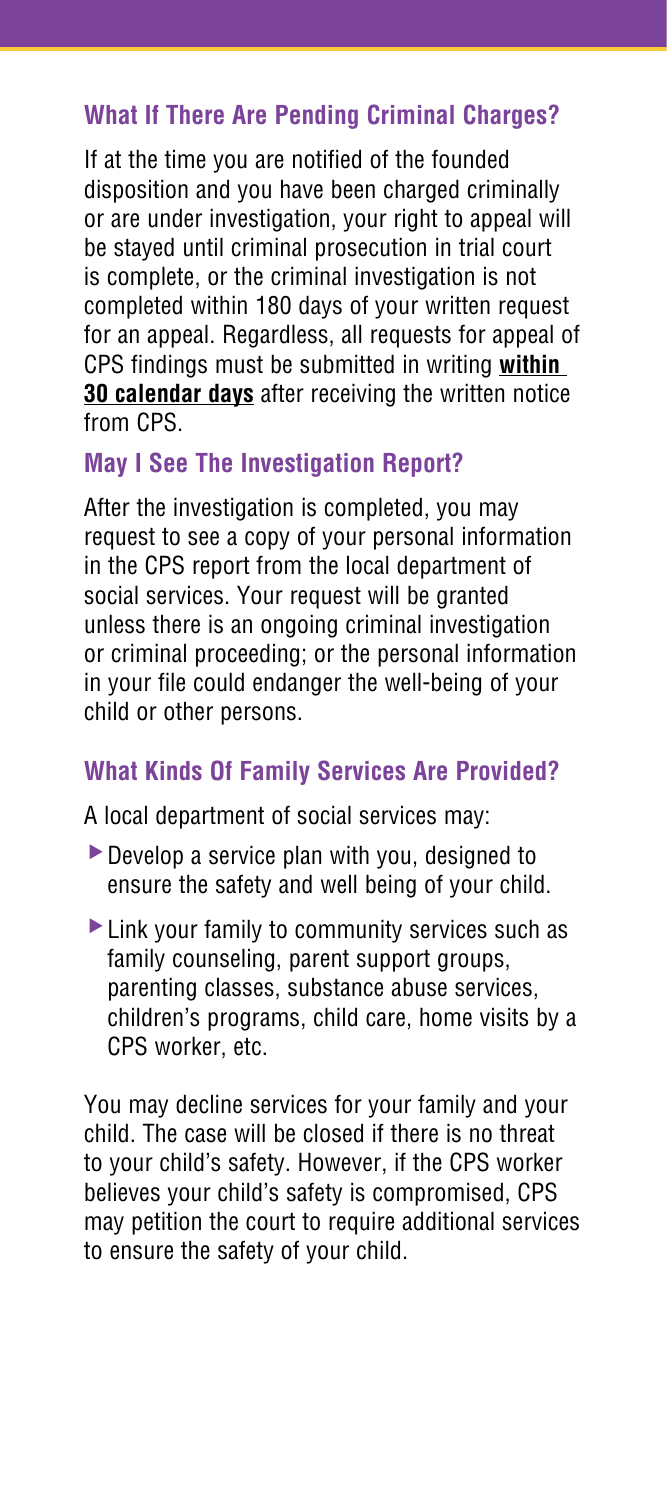## What If There Are Pending Criminal Charges?

If at the time you are notified of the founded disposition and you have been charged criminally or are under investigation, your right to appeal will be stayed until criminal prosecution in trial court is complete, or the criminal investigation is not completed within 180 days of your written request for an appeal. Regardless, all requests for appeal of CPS findings must be submitted in writing **within 30 calendar days** after receiving the written notice from CPS.

## May I See The Investigation Report?

After the investigation is completed, you may request to see a copy of your personal information in the CPS report from the local department of social services. Your request will be granted unless there is an ongoing criminal investigation or criminal proceeding; or the personal information in your file could endanger the well-being of your child or other persons.

## What Kinds Of Family Services Are Provided?

A local department of social services may:

- Develop a service plan with you, designed to ensure the safety and well being of your child.
- Link your family to community services such as family counseling, parent support groups, parenting classes, substance abuse services, children's programs, child care, home visits by a CPS worker, etc.

You may decline services for your family and your child. The case will be closed if there is no threat to your child's safety. However, if the CPS worker believes your child's safety is compromised, CPS may petition the court to require additional services to ensure the safety of your child.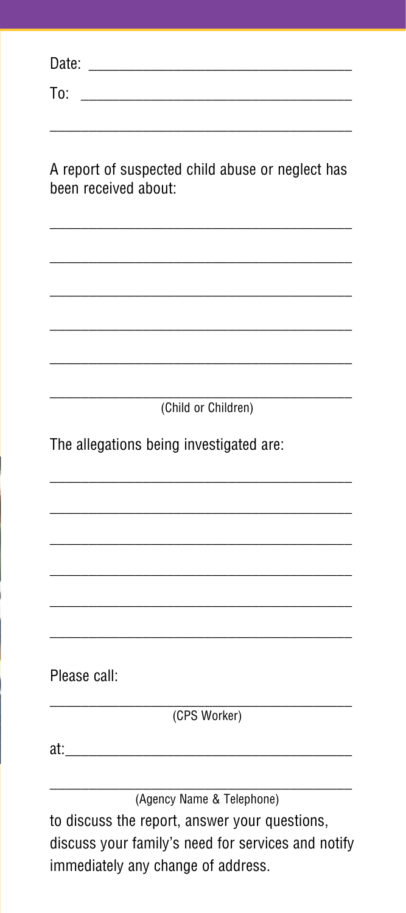Date: ______________________________

To: ______________________________

______________________________

A report of suspected child abuse or neglect has been received about:

______________________________

______________________________

______________________________

______________________________

______________________________

______________________________
(Child or Children)

The allegations being investigated are:

______________________________

______________________________

______________________________

______________________________

______________________________

______________________________

Please call:

______________________________
(CPS Worker)

at:______________________________

______________________________
(Agency Name & Telephone)

to discuss the report, answer your questions, discuss your family's need for services and notify immediately any change of address.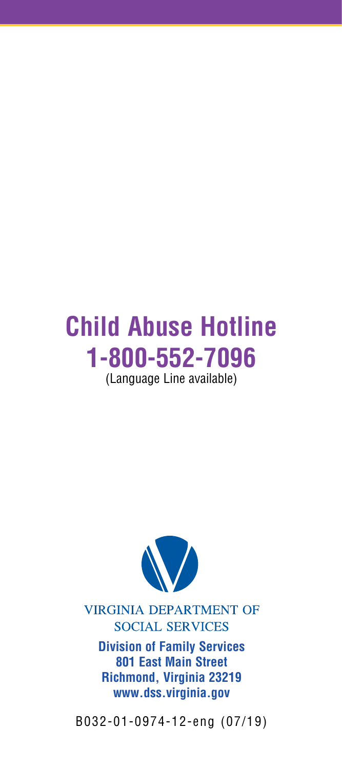# Child Abuse Hotline
# 1-800-552-7096

(Language Line available)

VIRGINIA DEPARTMENT OF SOCIAL SERVICES

**Division of Family Services**
**801 East Main Street**
**Richmond, Virginia 23219**
**www.dss.virginia.gov**

B032-01-0974-12-eng (07/19)